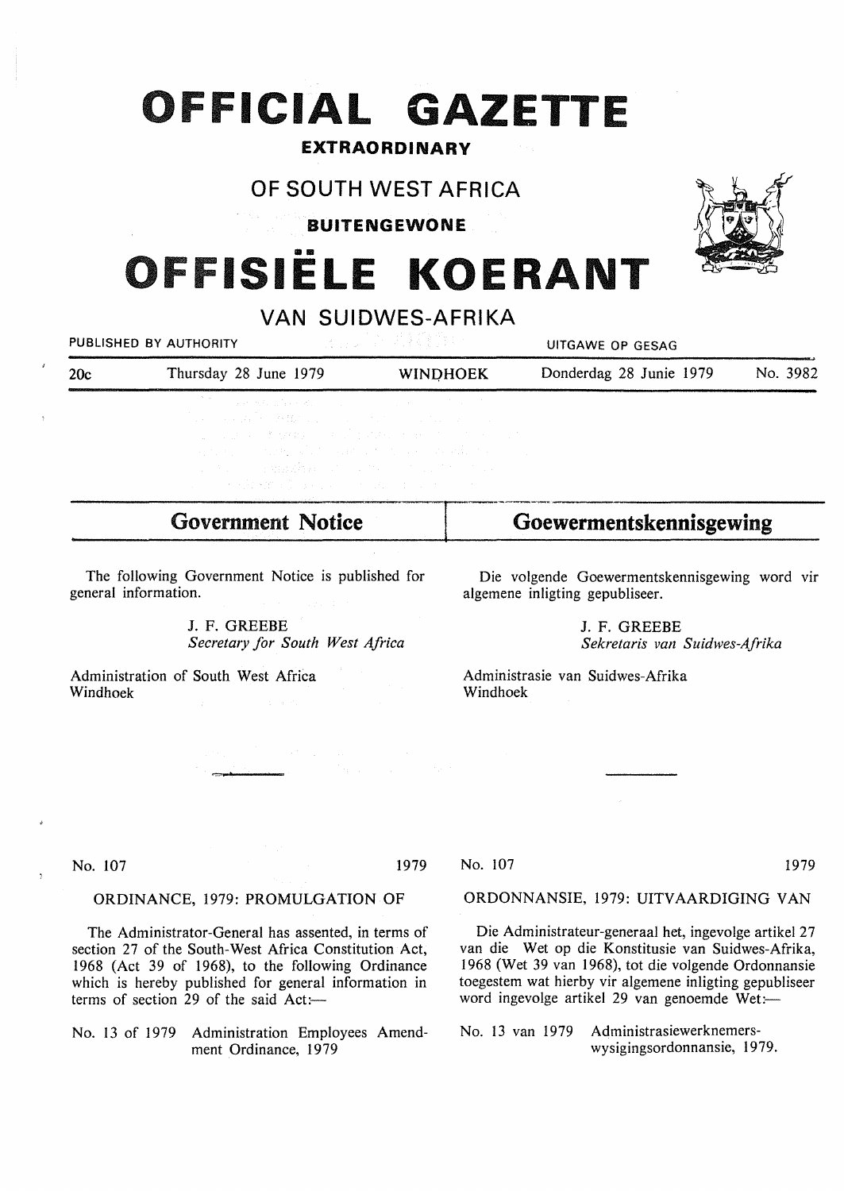# OFFICIAL GAZETTE

## EXTRAORDINARY

## OF SOUTH WEST AFRICA

## BUITENGEWONE

# OFFISIËLE KOERANT

## VAN SUIDWES-AFRIKA

PUBLISHED BY AUTHORITY — UITGAWE OP GESAG

| 20c | Thursday 28 June 1979 | WINDHOEK | Donderdag 28 Junie 1979 | No. 3982 |
|---|---|---|---|---|

## Government Notice

The following Government Notice is published for general information.

J. F. GREEBE
*Secretary for South West Africa*

Administration of South West Africa
Windhoek

No. 107 1979

ORDINANCE, 1979: PROMULGATION OF

The Administrator-General has assented, in terms of section 27 of the South-West Africa Constitution Act, 1968 (Act 39 of 1968), to the following Ordinance which is hereby published for general information in terms of section 29 of the said Act:—

No. 13 of 1979 Administration Employees Amendment Ordinance, 1979

## Goewermentskennisgewing

Die volgende Goewermentskennisgewing word vir algemene inligting gepubliseer.

J. F. GREEBE
*Sekretaris van Suidwes-Afrika*

Administrasie van Suidwes-Afrika
Windhoek

No. 107 1979

ORDONNANSIE, 1979: UITVAARDIGING VAN

Die Administrateur-generaal het, ingevolge artikel 27 van die Wet op die Konstitusie van Suidwes-Afrika, 1968 (Wet 39 van 1968), tot die volgende Ordonnansie toegestem wat hierby vir algemene inligting gepubliseer word ingevolge artikel 29 van genoemde Wet:—

No. 13 van 1979 Administrasiewerknemers-wysigingsordonnansie, 1979.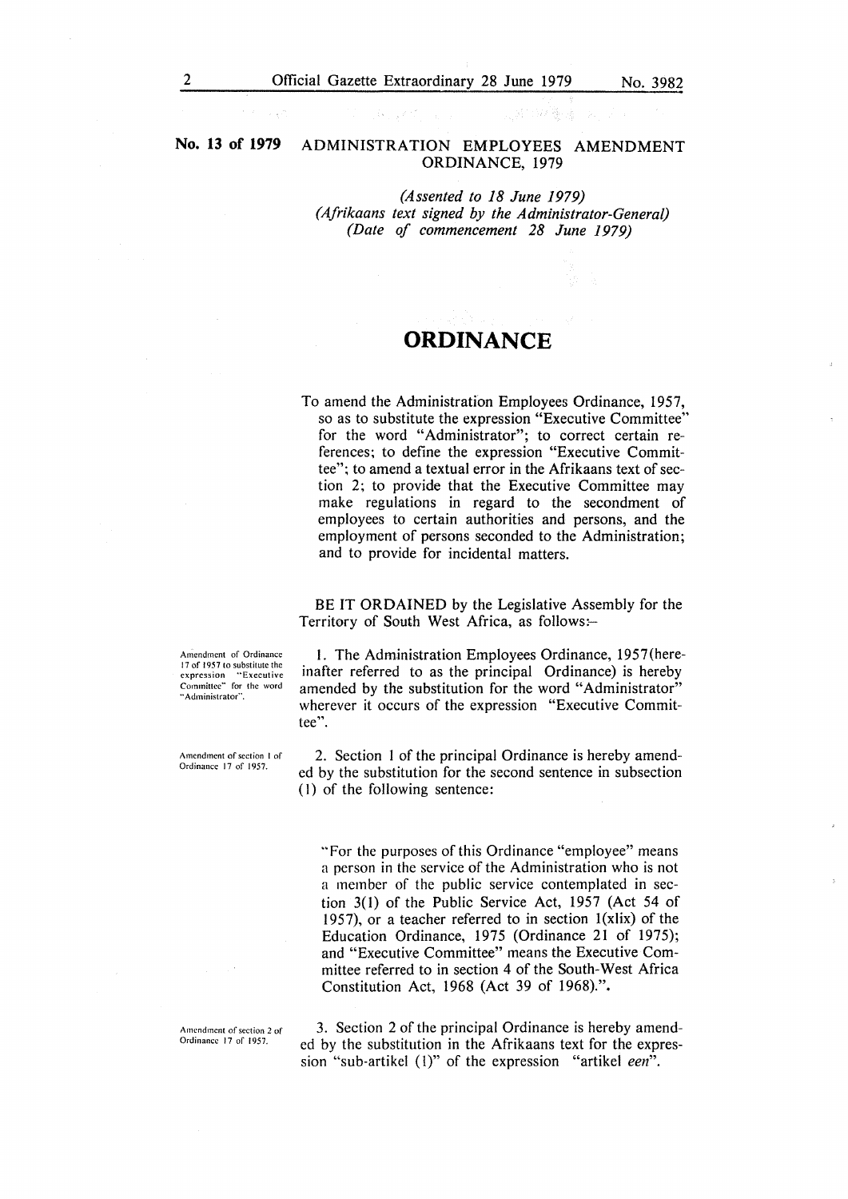**No. 13 of 1979** ADMINISTRATION EMPLOYEES AMENDMENT ORDINANCE, 1979

*(Assented to 18 June 1979)*
*(Afrikaans text signed by the Administrator-General)*
*(Date of commencement 28 June 1979)*

# ORDINANCE

To amend the Administration Employees Ordinance, 1957, so as to substitute the expression "Executive Committee" for the word "Administrator"; to correct certain references; to define the expression "Executive Committee"; to amend a textual error in the Afrikaans text of section 2; to provide that the Executive Committee may make regulations in regard to the secondment of employees to certain authorities and persons, and the employment of persons seconded to the Administration; and to provide for incidental matters.

BE IT ORDAINED by the Legislative Assembly for the Territory of South West Africa, as follows:-

*Amendment of Ordinance 17 of 1957 to substitute the expression "Executive Committee" for the word "Administrator".*

1. The Administration Employees Ordinance, 1957 (hereinafter referred to as the principal Ordinance) is hereby amended by the substitution for the word "Administrator" wherever it occurs of the expression "Executive Committee".

*Amendment of section 1 of Ordinance 17 of 1957.*

2. Section 1 of the principal Ordinance is hereby amended by the substitution for the second sentence in subsection (1) of the following sentence:

"For the purposes of this Ordinance "employee" means a person in the service of the Administration who is not a member of the public service contemplated in section 3(1) of the Public Service Act, 1957 (Act 54 of 1957), or a teacher referred to in section 1(xlix) of the Education Ordinance, 1975 (Ordinance 21 of 1975); and "Executive Committee" means the Executive Committee referred to in section 4 of the South-West Africa Constitution Act, 1968 (Act 39 of 1968).".

*Amendment of section 2 of Ordinance 17 of 1957.*

3. Section 2 of the principal Ordinance is hereby amended by the substitution in the Afrikaans text for the expression "sub-artikel (1)" of the expression "artikel *een*".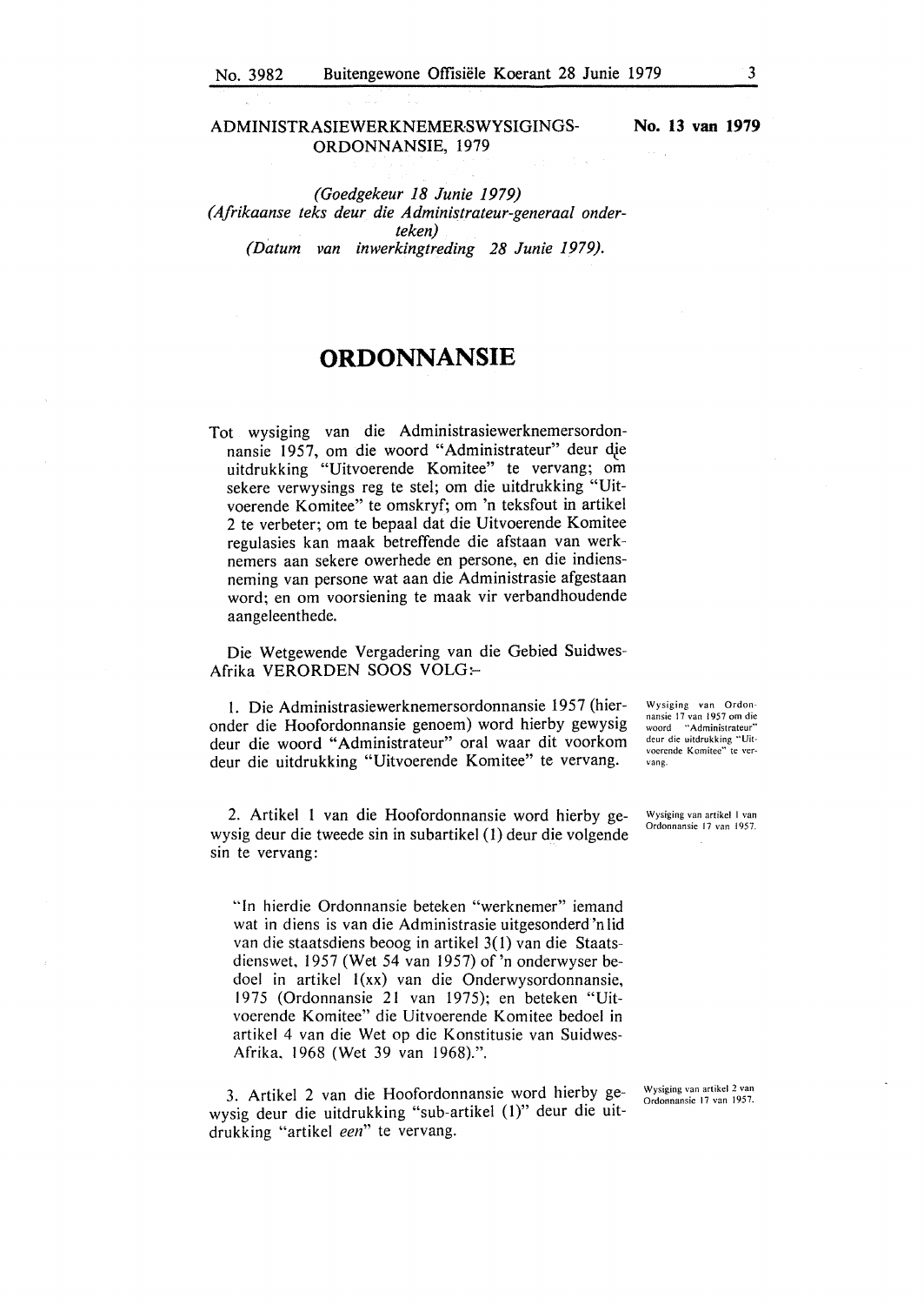ADMINISTRASIEWERKNEMERSWYSIGINGS-ORDONNANSIE, 1979

**No. 13 van 1979**

*(Goedgekeur 18 Junie 1979)*
*(Afrikaanse teks deur die Administrateur-generaal onderteken)*
*(Datum van inwerkingtreding 28 Junie 1979).*

# ORDONNANSIE

Tot wysiging van die Administrasiewerknemersordonnansie 1957, om die woord "Administrateur" deur die uitdrukking "Uitvoerende Komitee" te vervang; om sekere verwysings reg te stel; om die uitdrukking "Uitvoerende Komitee" te omskryf; om 'n teksfout in artikel 2 te verbeter; om te bepaal dat die Uitvoerende Komitee regulasies kan maak betreffende die afstaan van werknemers aan sekere owerhede en persone, en die indiensneming van persone wat aan die Administrasie afgestaan word; en om voorsiening te maak vir verbandhoudende aangeleenthede.

Die Wetgewende Vergadering van die Gebied Suidwes-Afrika VERORDEN SOOS VOLG:-

*Wysiging van Ordonnansie 17 van 1957 om die woord "Administrateur" deur die uitdrukking "Uitvoerende Komitee" te vervang.*

1. Die Administrasiewerknemersordonnansie 1957 (hieronder die Hoofordonnansie genoem) word hierby gewysig deur die woord "Administrateur" oral waar dit voorkom deur die uitdrukking "Uitvoerende Komitee" te vervang.

*Wysiging van artikel 1 van Ordonnansie 17 van 1957.*

2. Artikel 1 van die Hoofordonnansie word hierby gewysig deur die tweede sin in subartikel (1) deur die volgende sin te vervang:

"In hierdie Ordonnansie beteken "werknemer" iemand wat in diens is van die Administrasie uitgesonderd 'n lid van die staatsdiens beoog in artikel 3(1) van die Staatsdienswet, 1957 (Wet 54 van 1957) of 'n onderwyser bedoel in artikel 1(xx) van die Onderwysordonnansie, 1975 (Ordonnansie 21 van 1975); en beteken "Uitvoerende Komitee" die Uitvoerende Komitee bedoel in artikel 4 van die Wet op die Konstitusie van Suidwes-Afrika, 1968 (Wet 39 van 1968).".

*Wysiging van artikel 2 van Ordonnansie 17 van 1957.*

3. Artikel 2 van die Hoofordonnansie word hierby gewysig deur die uitdrukking "sub-artikel (1)" deur die uitdrukking "artikel *een*" te vervang.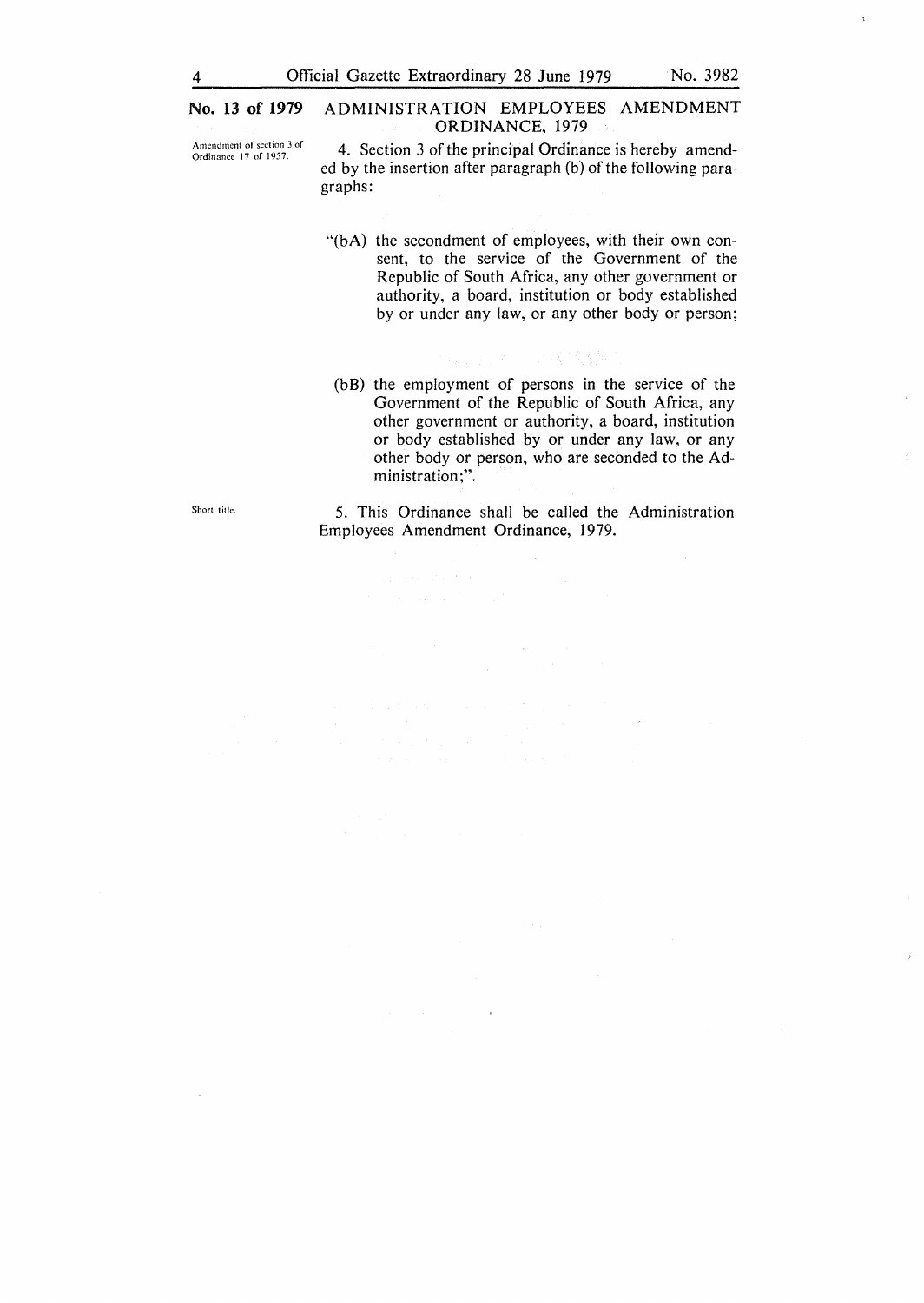**No. 13 of 1979** ADMINISTRATION EMPLOYEES AMENDMENT ORDINANCE, 1979

Amendment of section 3 of Ordinance 17 of 1957.

4. Section 3 of the principal Ordinance is hereby amended by the insertion after paragraph (b) of the following paragraphs:

"(bA) the secondment of employees, with their own consent, to the service of the Government of the Republic of South Africa, any other government or authority, a board, institution or body established by or under any law, or any other body or person;

(bB) the employment of persons in the service of the Government of the Republic of South Africa, any other government or authority, a board, institution or body established by or under any law, or any other body or person, who are seconded to the Administration;".

Short title.

5. This Ordinance shall be called the Administration Employees Amendment Ordinance, 1979.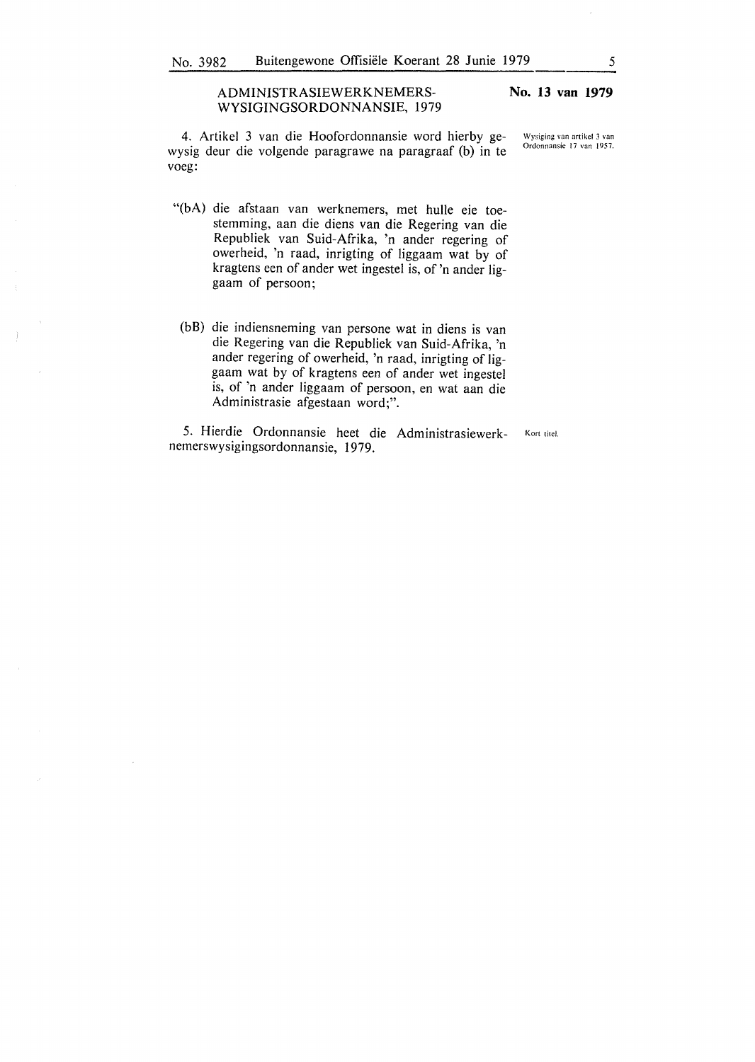ADMINISTRASIEWERKNEMERS-WYSIGINGSORDONNANSIE, 1979

**No. 13 van 1979**

4. Artikel 3 van die Hoofordonnansie word hierby gewysig deur die volgende paragrawe na paragraaf (b) in te voeg:

Wysiging van artikel 3 van Ordonnansie 17 van 1957.

"(bA) die afstaan van werknemers, met hulle eie toestemming, aan die diens van die Regering van die Republiek van Suid-Afrika, 'n ander regering of owerheid, 'n raad, inrigting of liggaam wat by of kragtens een of ander wet ingestel is, of 'n ander liggaam of persoon;

(bB) die indiensneming van persone wat in diens is van die Regering van die Republiek van Suid-Afrika, 'n ander regering of owerheid, 'n raad, inrigting of liggaam wat by of kragtens een of ander wet ingestel is, of 'n ander liggaam of persoon, en wat aan die Administrasie afgestaan word;".

5. Hierdie Ordonnansie heet die Administrasiewerknemerswysigingsordonnansie, 1979.

Kort titel.